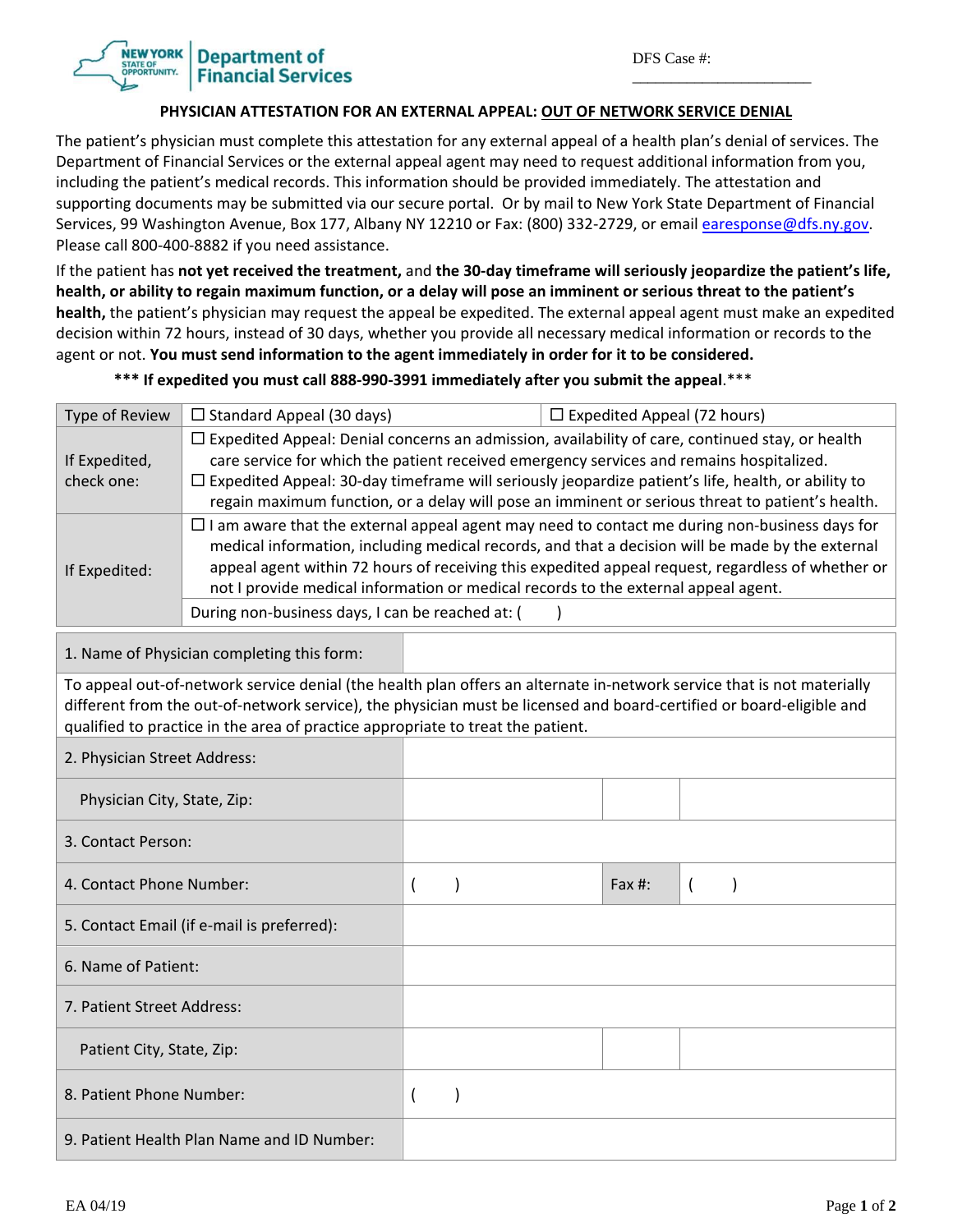New York State of Opportunity. Department of Financial Services

DFS Case #: ______________________

## PHYSICIAN ATTESTATION FOR AN EXTERNAL APPEAL: OUT OF NETWORK SERVICE DENIAL

The patient's physician must complete this attestation for any external appeal of a health plan's denial of services. The Department of Financial Services or the external appeal agent may need to request additional information from you, including the patient's medical records. This information should be provided immediately. The attestation and supporting documents may be submitted via our secure portal. Or by mail to New York State Department of Financial Services, 99 Washington Avenue, Box 177, Albany NY 12210 or Fax: (800) 332-2729, or email earesponse@dfs.ny.gov. Please call 800-400-8882 if you need assistance.

If the patient has **not yet received the treatment,** and **the 30-day timeframe will seriously jeopardize the patient's life, health, or ability to regain maximum function, or a delay will pose an imminent or serious threat to the patient's health,** the patient's physician may request the appeal be expedited. The external appeal agent must make an expedited decision within 72 hours, instead of 30 days, whether you provide all necessary medical information or records to the agent or not. **You must send information to the agent immediately in order for it to be considered.**

**\*\*\* If expedited you must call 888-990-3991 immediately after you submit the appeal**.\*\*\*

| Type of Review | ☐ Standard Appeal (30 days) | ☐ Expedited Appeal (72 hours) |
|---|---|---|
| If Expedited, check one: | ☐ Expedited Appeal: Denial concerns an admission, availability of care, continued stay, or health care service for which the patient received emergency services and remains hospitalized.<br>☐ Expedited Appeal: 30-day timeframe will seriously jeopardize patient's life, health, or ability to regain maximum function, or a delay will pose an imminent or serious threat to patient's health. | |
| If Expedited: | ☐ I am aware that the external appeal agent may need to contact me during non-business days for medical information, including medical records, and that a decision will be made by the external appeal agent within 72 hours of receiving this expedited appeal request, regardless of whether or not I provide medical information or medical records to the external appeal agent. | |
| | During non-business days, I can be reached at: ( ) | |

| 1. Name of Physician completing this form: | | | |
|---|---|---|---|
| To appeal out-of-network service denial (the health plan offers an alternate in-network service that is not materially different from the out-of-network service), the physician must be licensed and board-certified or board-eligible and qualified to practice in the area of practice appropriate to treat the patient. | | | |
| 2. Physician Street Address: | | | |
| Physician City, State, Zip: | | | |
| 3. Contact Person: | | | |
| 4. Contact Phone Number: | ( ) | Fax #: | ( ) |
| 5. Contact Email (if e-mail is preferred): | | | |
| 6. Name of Patient: | | | |
| 7. Patient Street Address: | | | |
| Patient City, State, Zip: | | | |
| 8. Patient Phone Number: | ( ) | | |
| 9. Patient Health Plan Name and ID Number: | | | |

EA 04/19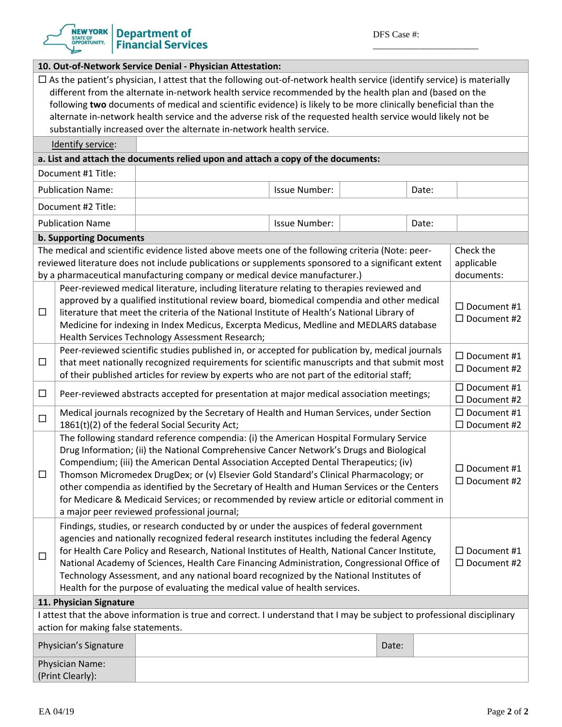NEW YORK STATE OF OPPORTUNITY. Department of Financial Services

DFS Case #: ______________________

## 10. Out-of-Network Service Denial - Physician Attestation:

☐ As the patient's physician, I attest that the following out-of-network health service (identify service) is materially different from the alternate in-network health service recommended by the health plan and (based on the following **two** documents of medical and scientific evidence) is likely to be more clinically beneficial than the alternate in-network health service and the adverse risk of the requested health service would likely not be substantially increased over the alternate in-network health service.

| | |
|---|---|
| Identify service: | |

### a. List and attach the documents relied upon and attach a copy of the documents:

| | | | | | |
|---|---|---|---|---|---|
| Document #1 Title: | | | | | |
| Publication Name: | | Issue Number: | | Date: | |
| Document #2 Title: | | | | | |
| Publication Name | | Issue Number: | | Date: | |

### b. Supporting Documents

| | The medical and scientific evidence listed above meets one of the following criteria (Note: peer-reviewed literature does not include publications or supplements sponsored to a significant extent by a pharmaceutical manufacturing company or medical device manufacturer.) | Check the applicable documents: |
|---|---|---|
| ☐ | Peer-reviewed medical literature, including literature relating to therapies reviewed and approved by a qualified institutional review board, biomedical compendia and other medical literature that meet the criteria of the National Institute of Health's National Library of Medicine for indexing in Index Medicus, Excerpta Medicus, Medline and MEDLARS database Health Services Technology Assessment Research; | ☐ Document #1<br>☐ Document #2 |
| ☐ | Peer-reviewed scientific studies published in, or accepted for publication by, medical journals that meet nationally recognized requirements for scientific manuscripts and that submit most of their published articles for review by experts who are not part of the editorial staff; | ☐ Document #1<br>☐ Document #2 |
| ☐ | Peer-reviewed abstracts accepted for presentation at major medical association meetings; | ☐ Document #1<br>☐ Document #2 |
| ☐ | Medical journals recognized by the Secretary of Health and Human Services, under Section 1861(t)(2) of the federal Social Security Act; | ☐ Document #1<br>☐ Document #2 |
| ☐ | The following standard reference compendia: (i) the American Hospital Formulary Service Drug Information; (ii) the National Comprehensive Cancer Network's Drugs and Biological Compendium; (iii) the American Dental Association Accepted Dental Therapeutics; (iv) Thomson Micromedex DrugDex; or (v) Elsevier Gold Standard's Clinical Pharmacology; or other compendia as identified by the Secretary of Health and Human Services or the Centers for Medicare & Medicaid Services; or recommended by review article or editorial comment in a major peer reviewed professional journal; | ☐ Document #1<br>☐ Document #2 |
| ☐ | Findings, studies, or research conducted by or under the auspices of federal government agencies and nationally recognized federal research institutes including the federal Agency for Health Care Policy and Research, National Institutes of Health, National Cancer Institute, National Academy of Sciences, Health Care Financing Administration, Congressional Office of Technology Assessment, and any national board recognized by the National Institutes of Health for the purpose of evaluating the medical value of health services. | ☐ Document #1<br>☐ Document #2 |

## 11. Physician Signature

I attest that the above information is true and correct. I understand that I may be subject to professional disciplinary action for making false statements.

| | | | |
|---|---|---|---|
| Physician's Signature | | Date: | |
| Physician Name: (Print Clearly): | | | |

EA 04/19